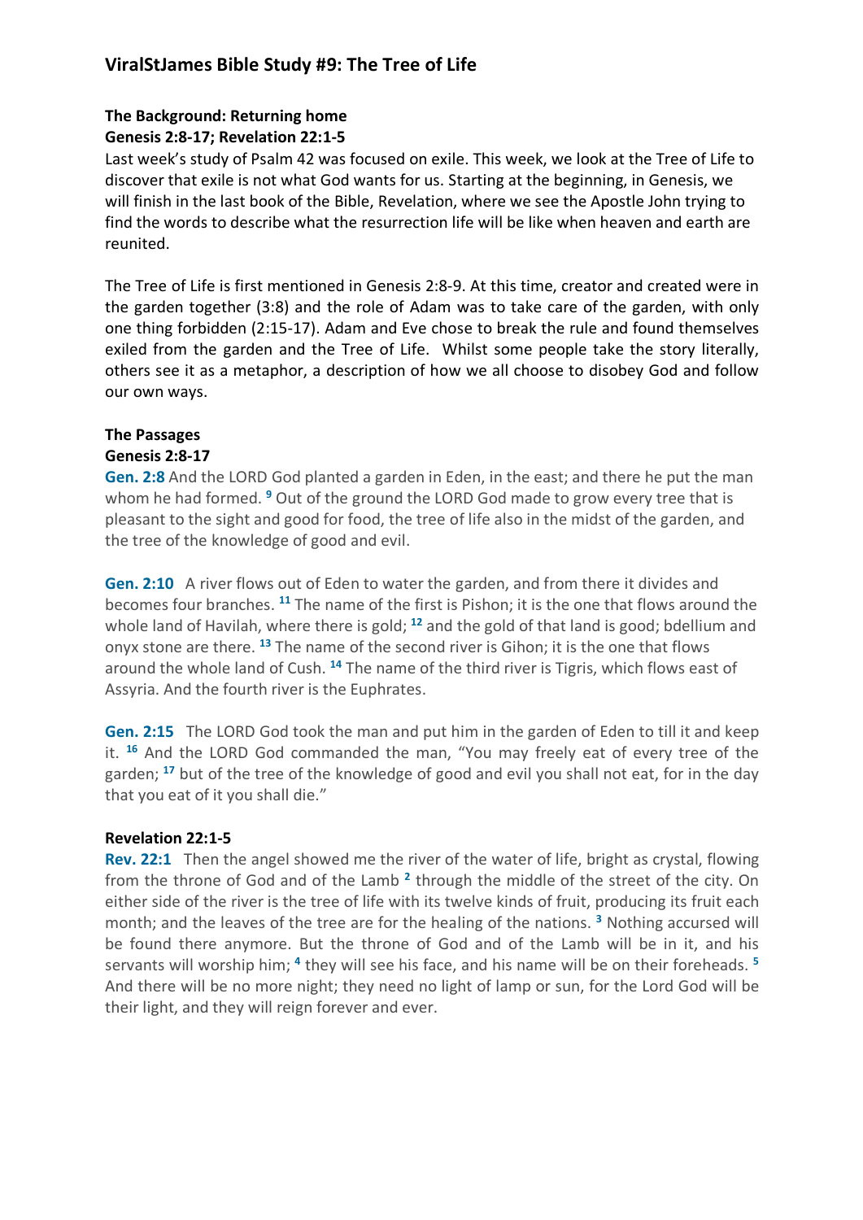## ViralStJames Bible Study #9: The Tree of Life

**The Background: Returning home**
**Genesis 2:8-17; Revelation 22:1-5**

Last week's study of Psalm 42 was focused on exile. This week, we look at the Tree of Life to discover that exile is not what God wants for us. Starting at the beginning, in Genesis, we will finish in the last book of the Bible, Revelation, where we see the Apostle John trying to find the words to describe what the resurrection life will be like when heaven and earth are reunited.

The Tree of Life is first mentioned in Genesis 2:8-9. At this time, creator and created were in the garden together (3:8) and the role of Adam was to take care of the garden, with only one thing forbidden (2:15-17). Adam and Eve chose to break the rule and found themselves exiled from the garden and the Tree of Life. Whilst some people take the story literally, others see it as a metaphor, a description of how we all choose to disobey God and follow our own ways.

**The Passages**
**Genesis 2:8-17**

**Gen. 2:8** And the LORD God planted a garden in Eden, in the east; and there he put the man whom he had formed. [9] Out of the ground the LORD God made to grow every tree that is pleasant to the sight and good for food, the tree of life also in the midst of the garden, and the tree of the knowledge of good and evil.

**Gen. 2:10** A river flows out of Eden to water the garden, and from there it divides and becomes four branches. [11] The name of the first is Pishon; it is the one that flows around the whole land of Havilah, where there is gold; [12] and the gold of that land is good; bdellium and onyx stone are there. [13] The name of the second river is Gihon; it is the one that flows around the whole land of Cush. [14] The name of the third river is Tigris, which flows east of Assyria. And the fourth river is the Euphrates.

**Gen. 2:15** The LORD God took the man and put him in the garden of Eden to till it and keep it. [16] And the LORD God commanded the man, "You may freely eat of every tree of the garden; [17] but of the tree of the knowledge of good and evil you shall not eat, for in the day that you eat of it you shall die."

**Revelation 22:1-5**

**Rev. 22:1** Then the angel showed me the river of the water of life, bright as crystal, flowing from the throne of God and of the Lamb [2] through the middle of the street of the city. On either side of the river is the tree of life with its twelve kinds of fruit, producing its fruit each month; and the leaves of the tree are for the healing of the nations. [3] Nothing accursed will be found there anymore. But the throne of God and of the Lamb will be in it, and his servants will worship him; [4] they will see his face, and his name will be on their foreheads. [5] And there will be no more night; they need no light of lamp or sun, for the Lord God will be their light, and they will reign forever and ever.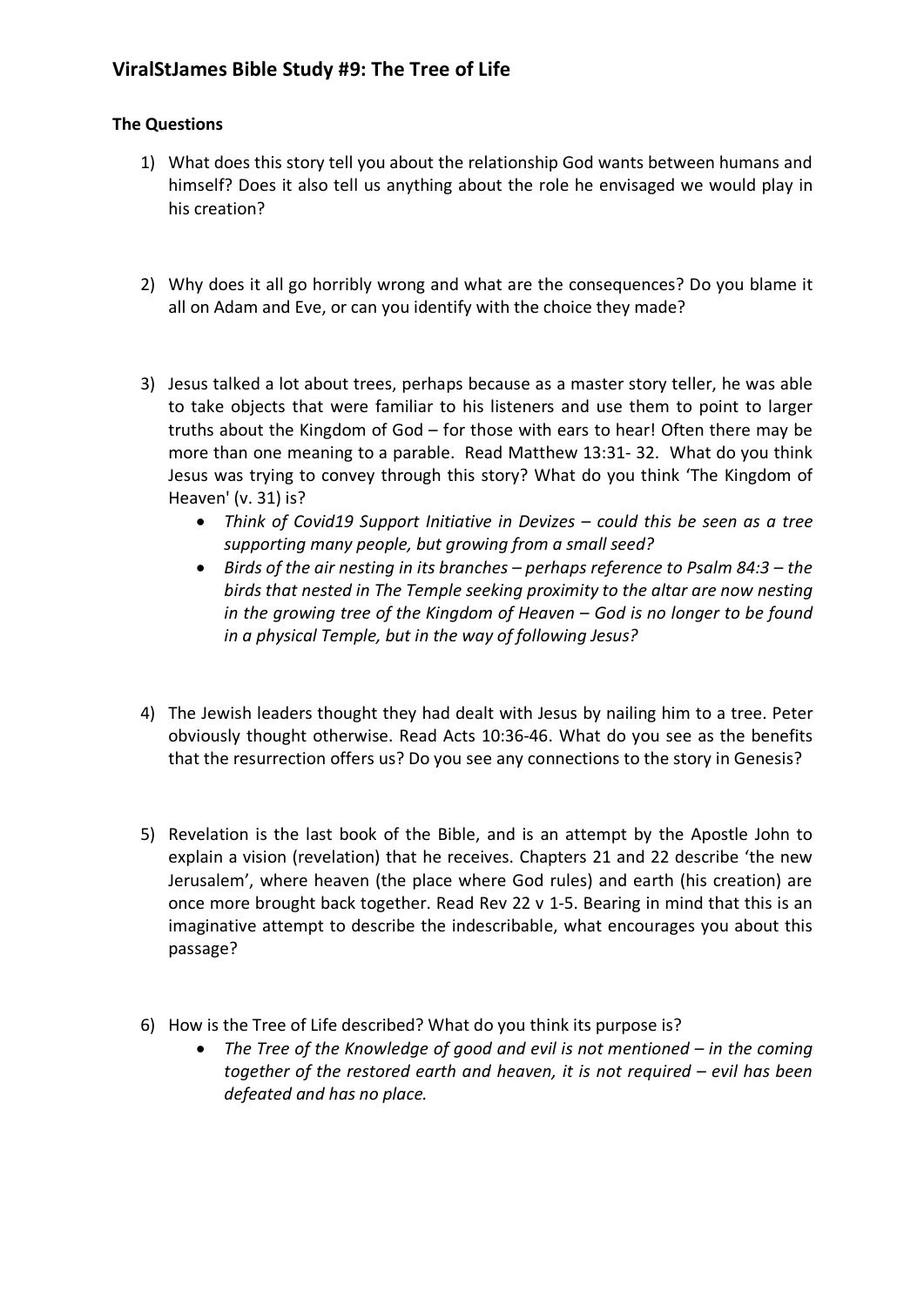## ViralStJames Bible Study #9: The Tree of Life

**The Questions**

1) What does this story tell you about the relationship God wants between humans and himself? Does it also tell us anything about the role he envisaged we would play in his creation?

2) Why does it all go horribly wrong and what are the consequences? Do you blame it all on Adam and Eve, or can you identify with the choice they made?

3) Jesus talked a lot about trees, perhaps because as a master story teller, he was able to take objects that were familiar to his listeners and use them to point to larger truths about the Kingdom of God – for those with ears to hear! Often there may be more than one meaning to a parable. Read Matthew 13:31- 32. What do you think Jesus was trying to convey through this story? What do you think 'The Kingdom of Heaven' (v. 31) is?
   - *Think of Covid19 Support Initiative in Devizes – could this be seen as a tree supporting many people, but growing from a small seed?*
   - *Birds of the air nesting in its branches – perhaps reference to Psalm 84:3 – the birds that nested in The Temple seeking proximity to the altar are now nesting in the growing tree of the Kingdom of Heaven – God is no longer to be found in a physical Temple, but in the way of following Jesus?*

4) The Jewish leaders thought they had dealt with Jesus by nailing him to a tree. Peter obviously thought otherwise. Read Acts 10:36-46. What do you see as the benefits that the resurrection offers us? Do you see any connections to the story in Genesis?

5) Revelation is the last book of the Bible, and is an attempt by the Apostle John to explain a vision (revelation) that he receives. Chapters 21 and 22 describe 'the new Jerusalem', where heaven (the place where God rules) and earth (his creation) are once more brought back together. Read Rev 22 v 1-5. Bearing in mind that this is an imaginative attempt to describe the indescribable, what encourages you about this passage?

6) How is the Tree of Life described? What do you think its purpose is?
   - *The Tree of the Knowledge of good and evil is not mentioned – in the coming together of the restored earth and heaven, it is not required – evil has been defeated and has no place.*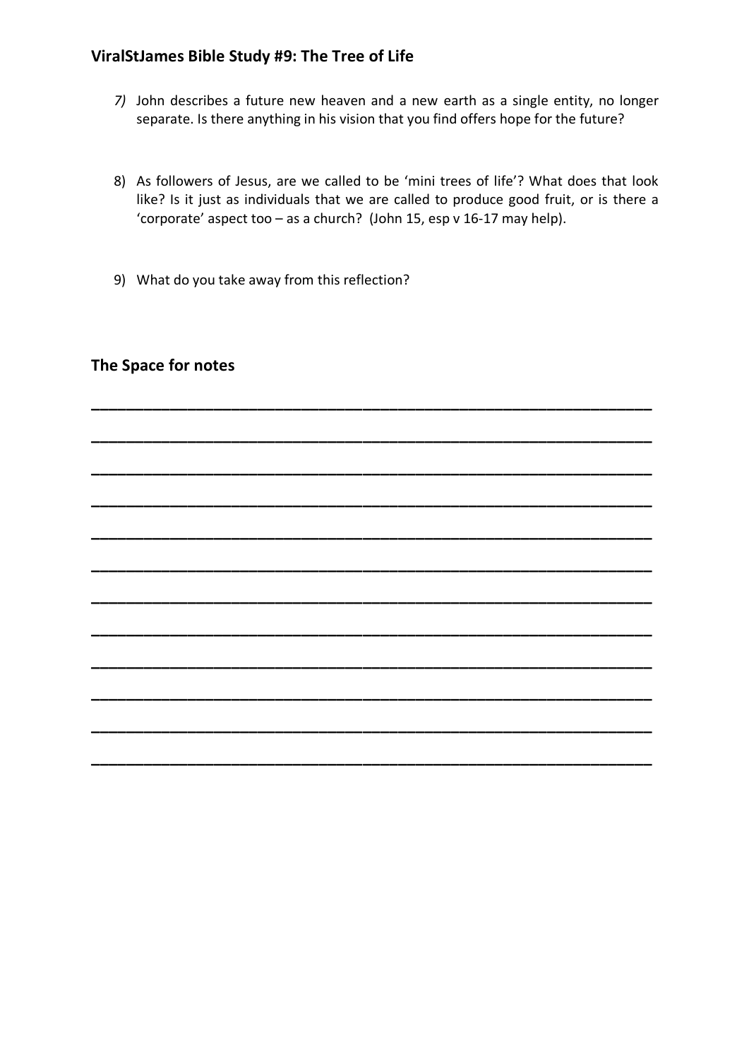**ViralStJames Bible Study #9: The Tree of Life**

7) John describes a future new heaven and a new earth as a single entity, no longer separate. Is there anything in his vision that you find offers hope for the future?

8) As followers of Jesus, are we called to be 'mini trees of life'? What does that look like? Is it just as individuals that we are called to produce good fruit, or is there a 'corporate' aspect too – as a church? (John 15, esp v 16-17 may help).

9) What do you take away from this reflection?

## The Space for notes

________________________________________________________________

________________________________________________________________

________________________________________________________________

________________________________________________________________

________________________________________________________________

________________________________________________________________

________________________________________________________________

________________________________________________________________

________________________________________________________________

________________________________________________________________

________________________________________________________________

________________________________________________________________